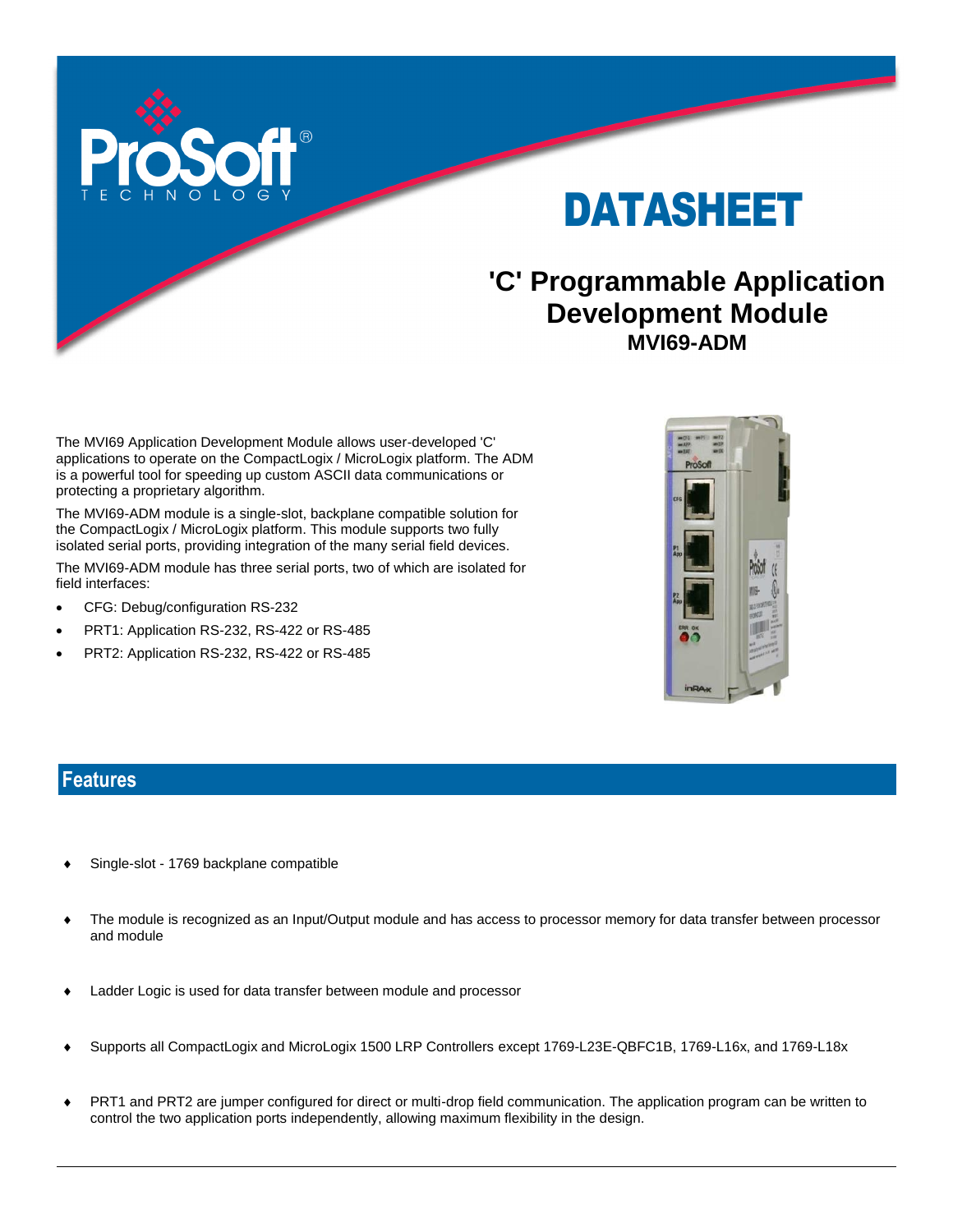# DATASHEET

## 'C' Programmable Application Development Module

### MVI69-ADM

The MVI69 Application Development Module allows user-developed 'C' applications to operate on the CompactLogix / MicroLogix platform. The ADM is a powerful tool for speeding up custom ASCII data communications or protecting a proprietary algorithm.

The MVI69-ADM module is a single-slot, backplane compatible solution for the CompactLogix / MicroLogix platform. This module supports two fully isolated serial ports, providing integration of the many serial field devices.

The MVI69-ADM module has three serial ports, two of which are isolated for field interfaces:

- CFG: Debug/configuration RS-232
- PRT1: Application RS-232, RS-422 or RS-485
- PRT2: Application RS-232, RS-422 or RS-485

## Features

- Single-slot - 1769 backplane compatible
- The module is recognized as an Input/Output module and has access to processor memory for data transfer between processor and module
- Ladder Logic is used for data transfer between module and processor
- Supports all CompactLogix and MicroLogix 1500 LRP Controllers except 1769-L23E-QBFC1B, 1769-L16x, and 1769-L18x
- PRT1 and PRT2 are jumper configured for direct or multi-drop field communication. The application program can be written to control the two application ports independently, allowing maximum flexibility in the design.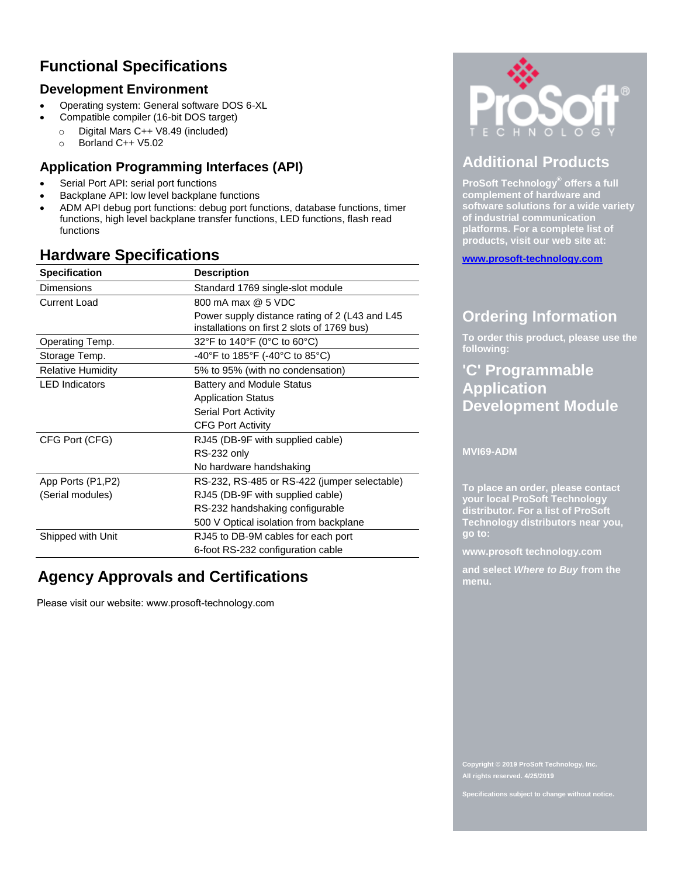# Functional Specifications

## Development Environment

- Operating system: General software DOS 6-XL
- Compatible compiler (16-bit DOS target)
  - Digital Mars C++ V8.49 (included)
  - Borland C++ V5.02

## Application Programming Interfaces (API)

- Serial Port API: serial port functions
- Backplane API: low level backplane functions
- ADM API debug port functions: debug port functions, database functions, timer functions, high level backplane transfer functions, LED functions, flash read functions

# Hardware Specifications

| Specification | Description |
|---|---|
| Dimensions | Standard 1769 single-slot module |
| Current Load | 800 mA max @ 5 VDC<br>Power supply distance rating of 2 (L43 and L45 installations on first 2 slots of 1769 bus) |
| Operating Temp. | 32°F to 140°F (0°C to 60°C) |
| Storage Temp. | -40°F to 185°F (-40°C to 85°C) |
| Relative Humidity | 5% to 95% (with no condensation) |
| LED Indicators | Battery and Module Status<br>Application Status<br>Serial Port Activity<br>CFG Port Activity |
| CFG Port (CFG) | RJ45 (DB-9F with supplied cable)<br>RS-232 only<br>No hardware handshaking |
| App Ports (P1,P2)<br>(Serial modules) | RS-232, RS-485 or RS-422 (jumper selectable)<br>RJ45 (DB-9F with supplied cable)<br>RS-232 handshaking configurable<br>500 V Optical isolation from backplane |
| Shipped with Unit | RJ45 to DB-9M cables for each port<br>6-foot RS-232 configuration cable |

# Agency Approvals and Certifications

Please visit our website: www.prosoft-technology.com

ProSoft TECHNOLOGY

## Additional Products

**ProSoft Technology® offers a full complement of hardware and software solutions for a wide variety of industrial communication platforms. For a complete list of products, visit our web site at:**

**www.prosoft-technology.com**

## Ordering Information

**To order this product, please use the following:**

## 'C' Programmable Application Development Module

**MVI69-ADM**

**To place an order, please contact your local ProSoft Technology distributor. For a list of ProSoft Technology distributors near you, go to:**

**www.prosoft technology.com**

**and select *Where to Buy* from the menu.**

Copyright © 2019 ProSoft Technology, Inc.
All rights reserved. 4/25/2019

Specifications subject to change without notice.